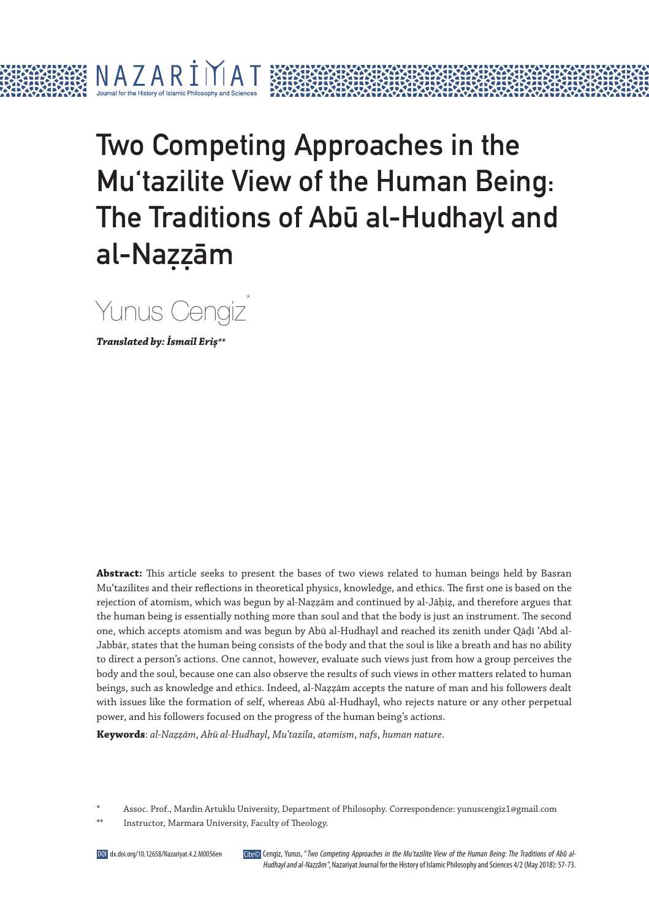# Two Competing Approaches in the Mu'tazilite View of the Human Being: The Traditions of Abū al-Hudhayl and al-Naẓẓām

Yunus Cengiz*

***Translated by: İsmail Eriş****

**Abstract:** This article seeks to present the bases of two views related to human beings held by Basran Mu'tazilites and their reflections in theoretical physics, knowledge, and ethics. The first one is based on the rejection of atomism, which was begun by al-Naẓẓām and continued by al-Jāḥiẓ, and therefore argues that the human being is essentially nothing more than soul and that the body is just an instrument. The second one, which accepts atomism and was begun by Abū al-Hudhayl and reached its zenith under Qāḍī 'Abd al-Jabbār, states that the human being consists of the body and that the soul is like a breath and has no ability to direct a person's actions. One cannot, however, evaluate such views just from how a group perceives the body and the soul, because one can also observe the results of such views in other matters related to human beings, such as knowledge and ethics. Indeed, al-Naẓẓām accepts the nature of man and his followers dealt with issues like the formation of self, whereas Abū al-Hudhayl, who rejects nature or any other perpetual power, and his followers focused on the progress of the human being's actions.

**Keywords**: *al-Naẓẓām*, *Abū al-Hudhayl*, *Mu'tazila*, *atomism*, *nafs*, *human nature*.

\* Assoc. Prof., Mardin Artuklu University, Department of Philosophy. Correspondence: yunuscengiz1@gmail.com

\*\* Instructor, Marmara University, Faculty of Theology.

DOI dx.doi.org/10.12658/Nazariyat.4.2.M0056en

Cite: Cengiz, Yunus, "*Two Competing Approaches in the Mu'tazilite View of the Human Being: The Traditions of Abū al-Hudhayl and al-Naẓẓām*", Nazariyat Journal for the History of Islamic Philosophy and Sciences 4/2 (May 2018): 57-73.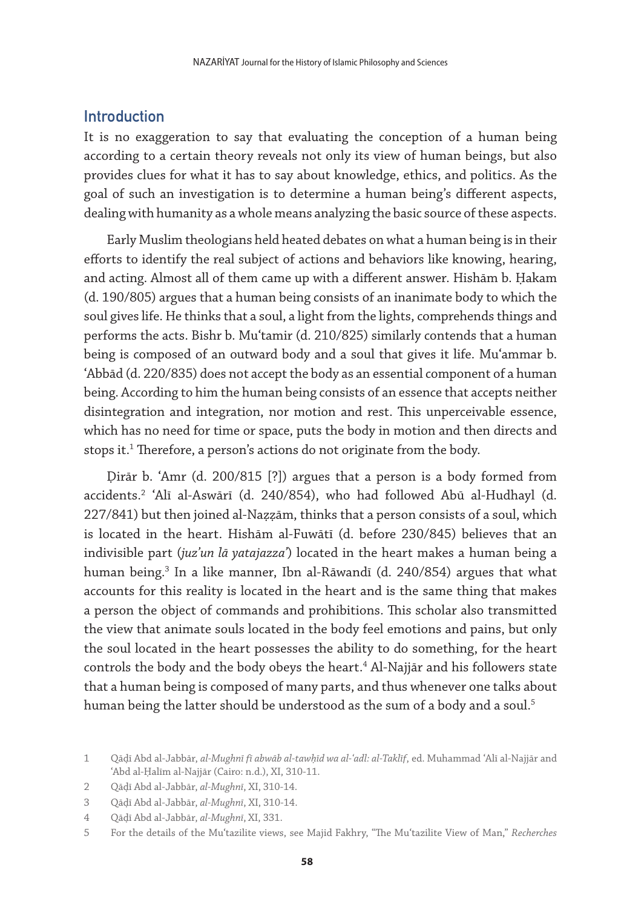## Introduction

It is no exaggeration to say that evaluating the conception of a human being according to a certain theory reveals not only its view of human beings, but also provides clues for what it has to say about knowledge, ethics, and politics. As the goal of such an investigation is to determine a human being's different aspects, dealing with humanity as a whole means analyzing the basic source of these aspects.

Early Muslim theologians held heated debates on what a human being is in their efforts to identify the real subject of actions and behaviors like knowing, hearing, and acting. Almost all of them came up with a different answer. Hishām b. Ḥakam (d. 190/805) argues that a human being consists of an inanimate body to which the soul gives life. He thinks that a soul, a light from the lights, comprehends things and performs the acts. Bishr b. Muʿtamir (d. 210/825) similarly contends that a human being is composed of an outward body and a soul that gives it life. Muʿammar b. ʿAbbād (d. 220/835) does not accept the body as an essential component of a human being. According to him the human being consists of an essence that accepts neither disintegration and integration, nor motion and rest. This unperceivable essence, which has no need for time or space, puts the body in motion and then directs and stops it.[1] Therefore, a person's actions do not originate from the body.

Ḍirār b. ʿAmr (d. 200/815 [?]) argues that a person is a body formed from accidents.[2] ʿAlī al-Aswārī (d. 240/854), who had followed Abū al-Hudhayl (d. 227/841) but then joined al-Naẓẓām, thinks that a person consists of a soul, which is located in the heart. Hishām al-Fuwāṭī (d. before 230/845) believes that an indivisible part (*juz'un lā yatajazza'*) located in the heart makes a human being a human being.[3] In a like manner, Ibn al-Rāwandī (d. 240/854) argues that what accounts for this reality is located in the heart and is the same thing that makes a person the object of commands and prohibitions. This scholar also transmitted the view that animate souls located in the body feel emotions and pains, but only the soul located in the heart possesses the ability to do something, for the heart controls the body and the body obeys the heart.[4] Al-Najjār and his followers state that a human being is composed of many parts, and thus whenever one talks about human being the latter should be understood as the sum of a body and a soul.[5]

1 Qāḍī Abd al-Jabbār, *al-Mughnī fī abwāb al-tawḥīd wa al-ʿadl: al-Taklīf*, ed. Muhammad ʿAlī al-Najjār and ʿAbd al-Ḥalīm al-Najjār (Cairo: n.d.), XI, 310-11.

2 Qāḍī Abd al-Jabbār, *al-Mughnī*, XI, 310-14.

3 Qāḍī Abd al-Jabbār, *al-Mughnī*, XI, 310-14.

4 Qāḍī Abd al-Jabbār, *al-Mughnī*, XI, 331.

5 For the details of the Muʿtazilite views, see Majid Fakhry, "The Muʿtazilite View of Man," *Recherches*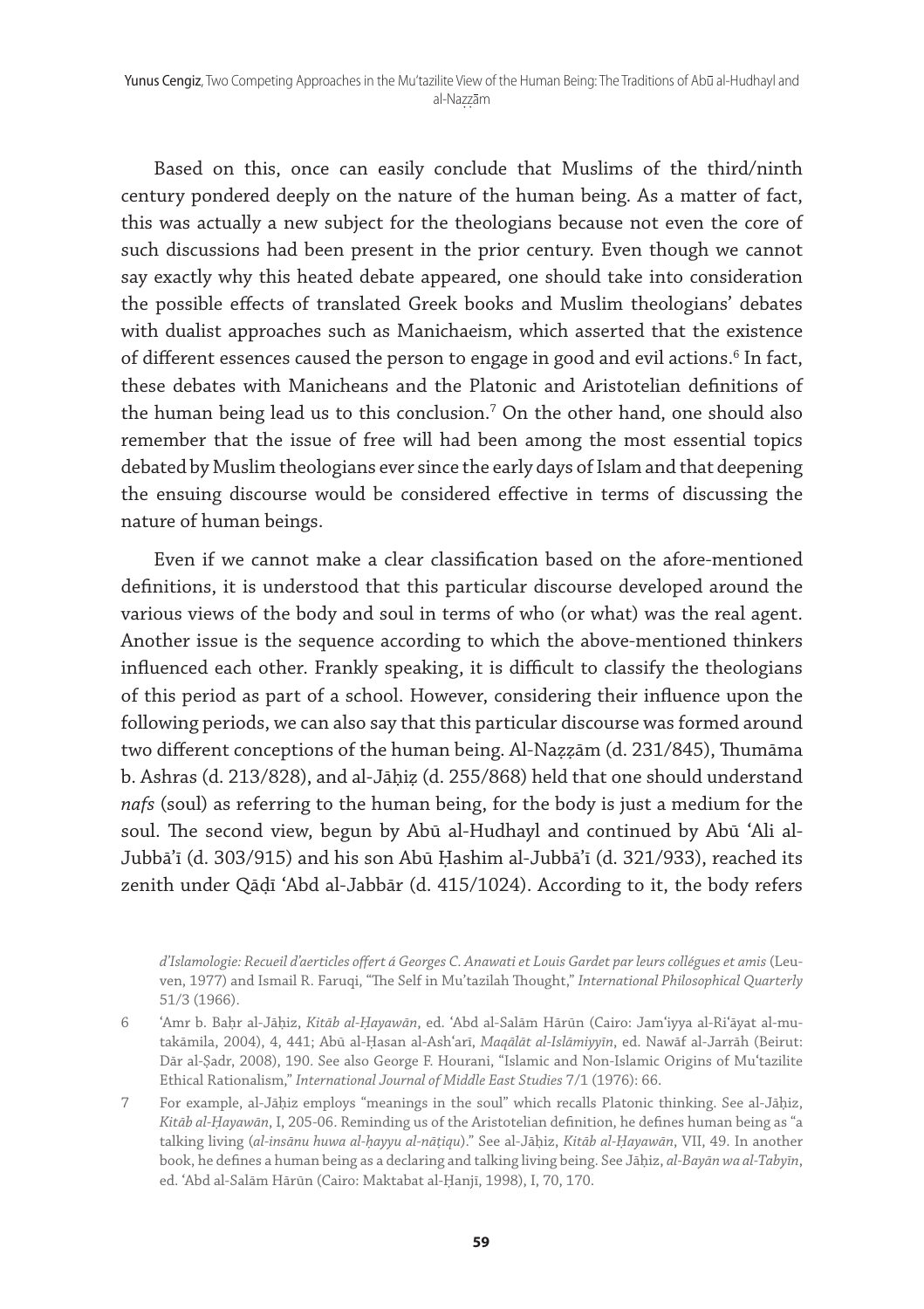Based on this, once can easily conclude that Muslims of the third/ninth century pondered deeply on the nature of the human being. As a matter of fact, this was actually a new subject for the theologians because not even the core of such discussions had been present in the prior century. Even though we cannot say exactly why this heated debate appeared, one should take into consideration the possible effects of translated Greek books and Muslim theologians' debates with dualist approaches such as Manichaeism, which asserted that the existence of different essences caused the person to engage in good and evil actions.[6] In fact, these debates with Manicheans and the Platonic and Aristotelian definitions of the human being lead us to this conclusion.[7] On the other hand, one should also remember that the issue of free will had been among the most essential topics debated by Muslim theologians ever since the early days of Islam and that deepening the ensuing discourse would be considered effective in terms of discussing the nature of human beings.

Even if we cannot make a clear classification based on the afore-mentioned definitions, it is understood that this particular discourse developed around the various views of the body and soul in terms of who (or what) was the real agent. Another issue is the sequence according to which the above-mentioned thinkers influenced each other. Frankly speaking, it is difficult to classify the theologians of this period as part of a school. However, considering their influence upon the following periods, we can also say that this particular discourse was formed around two different conceptions of the human being. Al-Naẓẓām (d. 231/845), Thumāma b. Ashras (d. 213/828), and al-Jāḥiẓ (d. 255/868) held that one should understand *nafs* (soul) as referring to the human being, for the body is just a medium for the soul. The second view, begun by Abū al-Hudhayl and continued by Abū ʿAli al-Jubbāʾī (d. 303/915) and his son Abū Ḥashim al-Jubbāʾī (d. 321/933), reached its zenith under Qāḍī ʿAbd al-Jabbār (d. 415/1024). According to it, the body refers

*d'Islamologie: Recueil d'aerticles offert á Georges C. Anawati et Louis Gardet par leurs collégues et amis* (Leuven, 1977) and Ismail R. Faruqi, "The Self in Mu'tazilah Thought," *International Philosophical Quarterly* 51/3 (1966).

6 ʿAmr b. Baḥr al-Jāḥiz, *Kitāb al-Ḥayawān*, ed. ʿAbd al-Salām Hārūn (Cairo: Jamʿiyya al-Riʿāyat al-mutakāmila, 2004), 4, 441; Abū al-Ḥasan al-Ashʿarī, *Maqālāt al-Islāmiyyīn*, ed. Nawāf al-Jarrāh (Beirut: Dār al-Ṣadr, 2008), 190. See also George F. Hourani, "Islamic and Non-Islamic Origins of Muʿtazilite Ethical Rationalism," *International Journal of Middle East Studies* 7/1 (1976): 66.

7 For example, al-Jāḥiz employs "meanings in the soul" which recalls Platonic thinking. See al-Jāḥiz, *Kitāb al-Ḥayawān*, I, 205-06. Reminding us of the Aristotelian definition, he defines human being as "a talking living (*al-insānu huwa al-ḥayyu al-nāṭiqu*)." See al-Jāḥiz, *Kitāb al-Ḥayawān*, VII, 49. In another book, he defines a human being as a declaring and talking living being. See Jāḥiz, *al-Bayān wa al-Tabyīn*, ed. ʿAbd al-Salām Hārūn (Cairo: Maktabat al-Ḥanjī, 1998), I, 70, 170.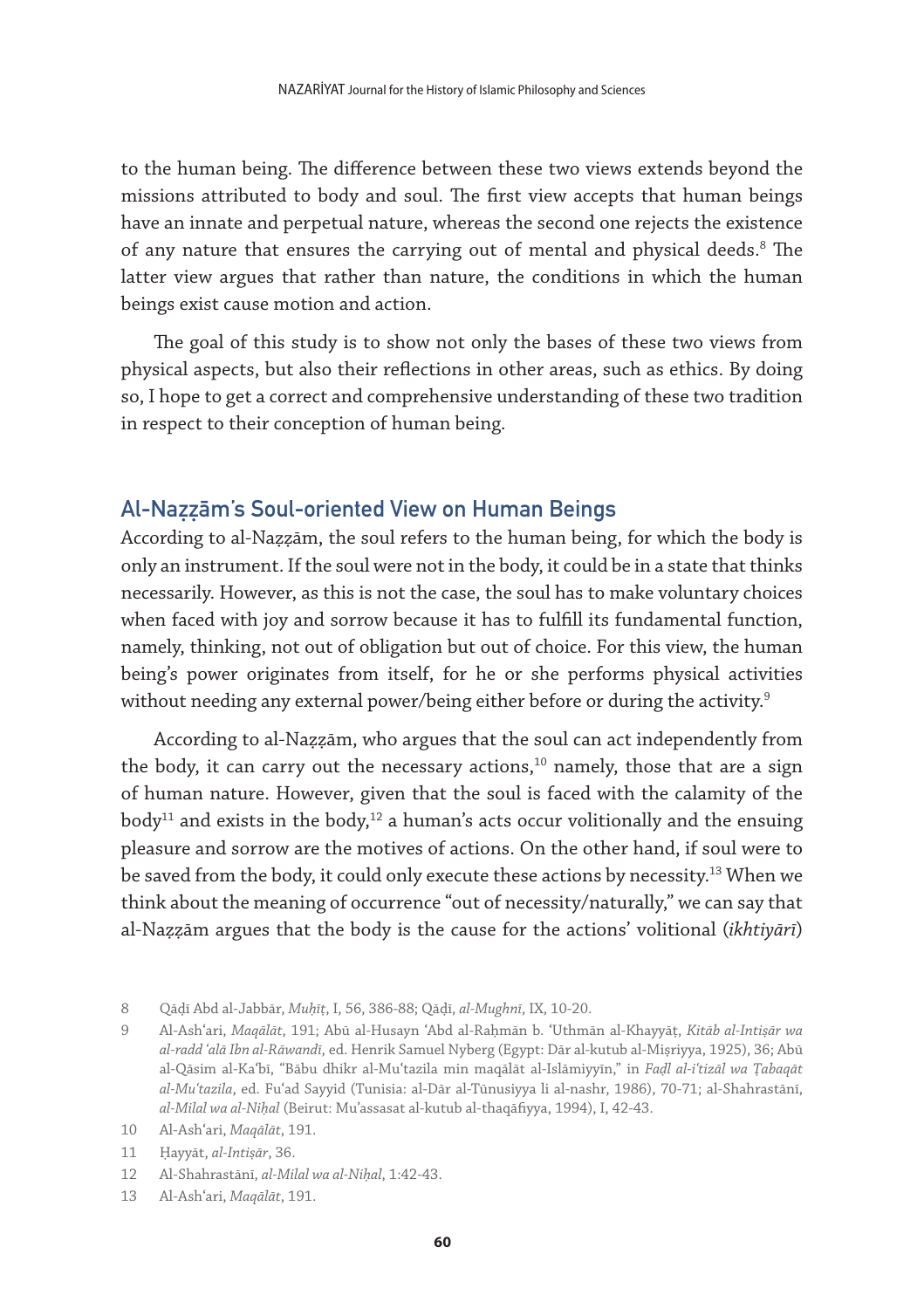to the human being. The difference between these two views extends beyond the missions attributed to body and soul. The first view accepts that human beings have an innate and perpetual nature, whereas the second one rejects the existence of any nature that ensures the carrying out of mental and physical deeds.[8] The latter view argues that rather than nature, the conditions in which the human beings exist cause motion and action.

The goal of this study is to show not only the bases of these two views from physical aspects, but also their reflections in other areas, such as ethics. By doing so, I hope to get a correct and comprehensive understanding of these two tradition in respect to their conception of human being.

## Al-Naẓẓām's Soul-oriented View on Human Beings

According to al-Naẓẓām, the soul refers to the human being, for which the body is only an instrument. If the soul were not in the body, it could be in a state that thinks necessarily. However, as this is not the case, the soul has to make voluntary choices when faced with joy and sorrow because it has to fulfill its fundamental function, namely, thinking, not out of obligation but out of choice. For this view, the human being's power originates from itself, for he or she performs physical activities without needing any external power/being either before or during the activity.[9]

According to al-Naẓẓām, who argues that the soul can act independently from the body, it can carry out the necessary actions,[10] namely, those that are a sign of human nature. However, given that the soul is faced with the calamity of the body[11] and exists in the body,[12] a human's acts occur volitionally and the ensuing pleasure and sorrow are the motives of actions. On the other hand, if soul were to be saved from the body, it could only execute these actions by necessity.[13] When we think about the meaning of occurrence "out of necessity/naturally," we can say that al-Naẓẓām argues that the body is the cause for the actions' volitional (*ikhtiyārī*)

8 Qāḍī Abd al-Jabbār, *Muḥīṭ*, I, 56, 386-88; Qāḍī, *al-Mughnī*, IX, 10-20.

9 Al-Ashʿari, *Maqālāt*, 191; Abū al-Husayn ʿAbd al-Raḥmān b. ʿUthmān al-Khayyāṭ, *Kitāb al-Intiṣār wa al-radd ʿalā Ibn al-Rāwandī*, ed. Henrik Samuel Nyberg (Egypt: Dār al-kutub al-Miṣriyya, 1925), 36; Abū al-Qāsim al-Kaʿbī, "Bābu dhikr al-Muʿtazila min maqālāt al-Islāmiyyīn," in *Faḍl al-iʿtizāl wa Ṭabaqāt al-Muʿtazila*, ed. Fuʾad Sayyid (Tunisia: al-Dār al-Tūnusiyya li al-nashr, 1986), 70-71; al-Shahrastānī, *al-Milal wa al-Niḥal* (Beirut: Muʾassasat al-kutub al-thaqāfiyya, 1994), I, 42-43.

10 Al-Ashʿari, *Maqālāt*, 191.

11 Ḥayyāt, *al-Intiṣār*, 36.

12 Al-Shahrastānī, *al-Milal wa al-Niḥal*, 1:42-43.

13 Al-Ashʿari, *Maqālāt*, 191.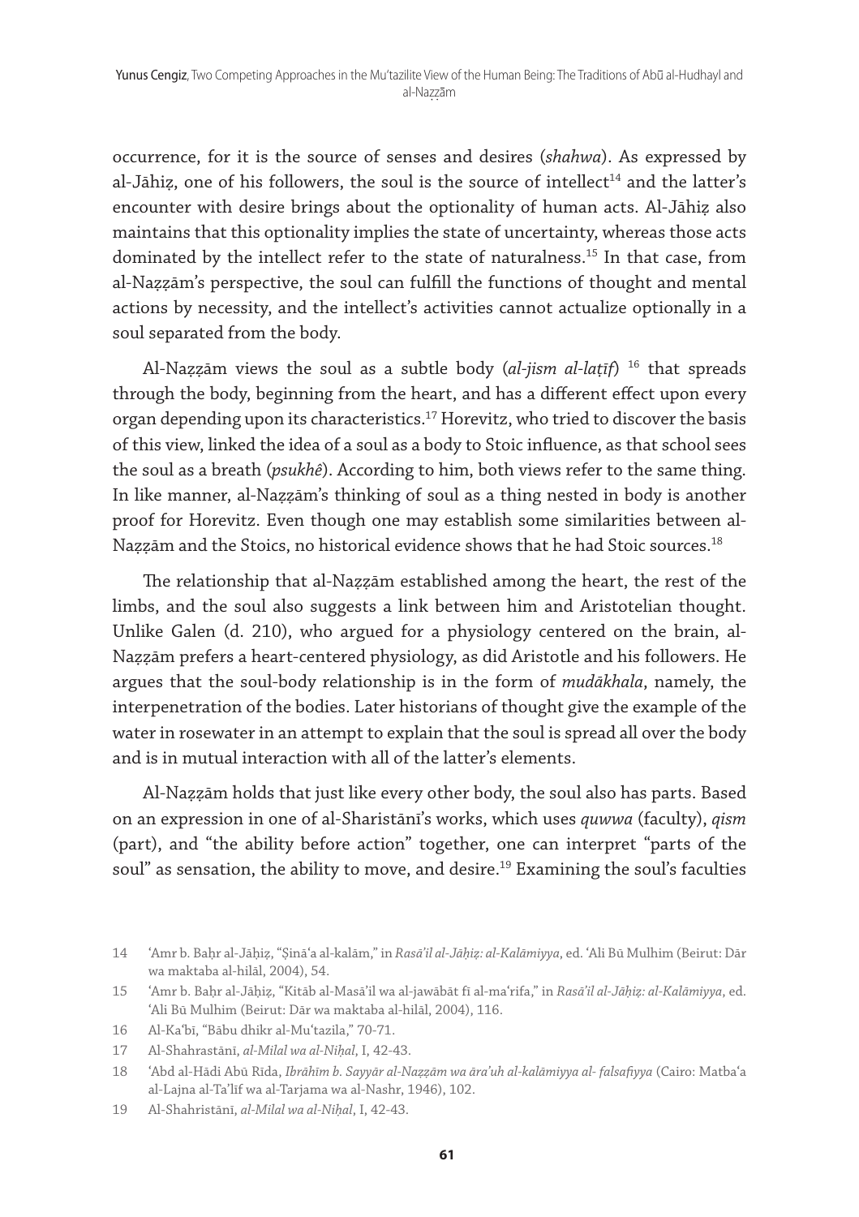occurrence, for it is the source of senses and desires (*shahwa*). As expressed by al-Jāḥiẓ, one of his followers, the soul is the source of intellect[14] and the latter's encounter with desire brings about the optionality of human acts. Al-Jāḥiẓ also maintains that this optionality implies the state of uncertainty, whereas those acts dominated by the intellect refer to the state of naturalness.[15] In that case, from al-Naẓẓām's perspective, the soul can fulfill the functions of thought and mental actions by necessity, and the intellect's activities cannot actualize optionally in a soul separated from the body.

Al-Naẓẓām views the soul as a subtle body (*al-jism al-laṭīf*) [16] that spreads through the body, beginning from the heart, and has a different effect upon every organ depending upon its characteristics.[17] Horevitz, who tried to discover the basis of this view, linked the idea of a soul as a body to Stoic influence, as that school sees the soul as a breath (*psukhê*). According to him, both views refer to the same thing. In like manner, al-Naẓẓām's thinking of soul as a thing nested in body is another proof for Horevitz. Even though one may establish some similarities between al-Naẓẓām and the Stoics, no historical evidence shows that he had Stoic sources.[18]

The relationship that al-Naẓẓām established among the heart, the rest of the limbs, and the soul also suggests a link between him and Aristotelian thought. Unlike Galen (d. 210), who argued for a physiology centered on the brain, al-Naẓẓām prefers a heart-centered physiology, as did Aristotle and his followers. He argues that the soul-body relationship is in the form of *mudākhala*, namely, the interpenetration of the bodies. Later historians of thought give the example of the water in rosewater in an attempt to explain that the soul is spread all over the body and is in mutual interaction with all of the latter's elements.

Al-Naẓẓām holds that just like every other body, the soul also has parts. Based on an expression in one of al-Sharistānī's works, which uses *quwwa* (faculty), *qism* (part), and "the ability before action" together, one can interpret "parts of the soul" as sensation, the ability to move, and desire.[19] Examining the soul's faculties

14 ʿAmr b. Baḥr al-Jāḥiẓ, "Ṣināʿa al-kalām," in *Rasā'il al-Jāḥiẓ: al-Kalāmiyya*, ed. ʿAli Bū Mulhim (Beirut: Dār wa maktaba al-hilāl, 2004), 54.

15 ʿAmr b. Baḥr al-Jāḥiẓ, "Kitāb al-Masā'il wa al-jawābāt fī al-maʿrifa," in *Rasā'il al-Jāḥiẓ: al-Kalāmiyya*, ed. ʿAli Bū Mulhim (Beirut: Dār wa maktaba al-hilāl, 2004), 116.

16 Al-Kaʿbī, "Bābu dhikr al-Muʿtazila," 70-71.

17 Al-Shahrastānī, *al-Milal wa al-Niḥal*, I, 42-43.

18 ʿAbd al-Hādi Abū Rīda, *Ibrāhīm b. Sayyār al-Naẓẓām wa āra'uh al-kalāmiyya al- falsafiyya* (Cairo: Matbaʿa al-Lajna al-Ta'līf wa al-Tarjama wa al-Nashr, 1946), 102.

19 Al-Shahristānī, *al-Milal wa al-Niḥal*, I, 42-43.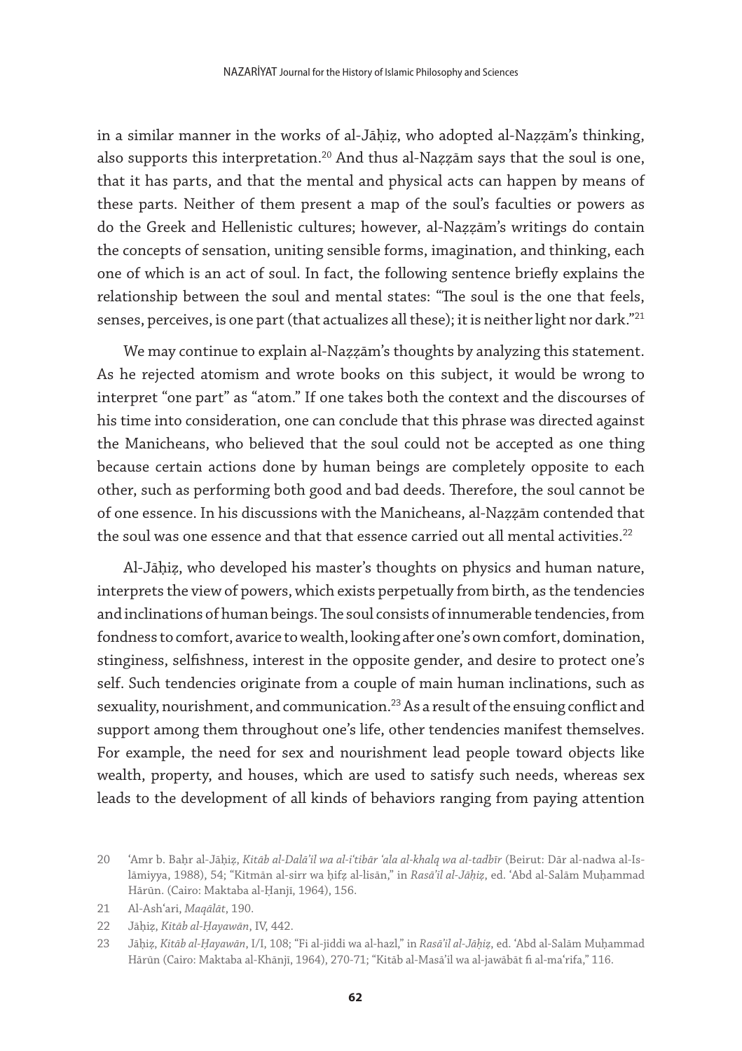in a similar manner in the works of al-Jāḥiẓ, who adopted al-Naẓẓām's thinking, also supports this interpretation.[20] And thus al-Naẓẓām says that the soul is one, that it has parts, and that the mental and physical acts can happen by means of these parts. Neither of them present a map of the soul's faculties or powers as do the Greek and Hellenistic cultures; however, al-Naẓẓām's writings do contain the concepts of sensation, uniting sensible forms, imagination, and thinking, each one of which is an act of soul. In fact, the following sentence briefly explains the relationship between the soul and mental states: "The soul is the one that feels, senses, perceives, is one part (that actualizes all these); it is neither light nor dark."[21]

We may continue to explain al-Naẓẓām's thoughts by analyzing this statement. As he rejected atomism and wrote books on this subject, it would be wrong to interpret "one part" as "atom." If one takes both the context and the discourses of his time into consideration, one can conclude that this phrase was directed against the Manicheans, who believed that the soul could not be accepted as one thing because certain actions done by human beings are completely opposite to each other, such as performing both good and bad deeds. Therefore, the soul cannot be of one essence. In his discussions with the Manicheans, al-Naẓẓām contended that the soul was one essence and that that essence carried out all mental activities.[22]

Al-Jāḥiẓ, who developed his master's thoughts on physics and human nature, interprets the view of powers, which exists perpetually from birth, as the tendencies and inclinations of human beings. The soul consists of innumerable tendencies, from fondness to comfort, avarice to wealth, looking after one's own comfort, domination, stinginess, selfishness, interest in the opposite gender, and desire to protect one's self. Such tendencies originate from a couple of main human inclinations, such as sexuality, nourishment, and communication.[23] As a result of the ensuing conflict and support among them throughout one's life, other tendencies manifest themselves. For example, the need for sex and nourishment lead people toward objects like wealth, property, and houses, which are used to satisfy such needs, whereas sex leads to the development of all kinds of behaviors ranging from paying attention

20 ʿAmr b. Baḥr al-Jāḥiẓ, *Kitāb al-Dalāʾil wa al-iʿtibār ʿala al-khalq wa al-tadbīr* (Beirut: Dār al-nadwa al-Islāmiyya, 1988), 54; "Kitmān al-sirr wa ḥifẓ al-lisān," in *Rasāʾil al-Jāḥiẓ*, ed. ʿAbd al-Salām Muḥammad Hārūn. (Cairo: Maktaba al-Ḥanjī, 1964), 156.

21 Al-Ashʿari, *Maqālāt*, 190.

22 Jāḥiẓ, *Kitāb al-Ḥayawān*, IV, 442.

23 Jāḥiẓ, *Kitāb al-Ḥayawān*, I/I, 108; "Fi al-jiddi wa al-hazl," in *Rasāʾil al-Jāḥiẓ*, ed. ʿAbd al-Salām Muḥammad Hārūn (Cairo: Maktaba al-Khānjī, 1964), 270-71; "Kitāb al-Masāʾil wa al-jawābāt fi al-maʿrifa," 116.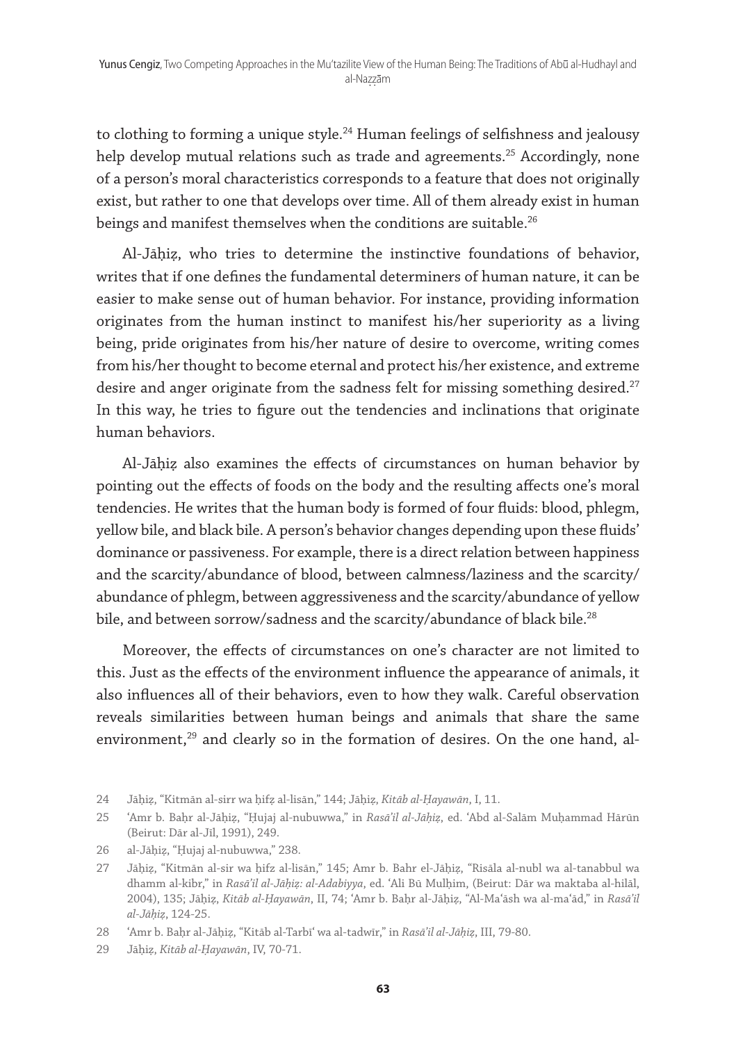to clothing to forming a unique style.[24] Human feelings of selfishness and jealousy help develop mutual relations such as trade and agreements.[25] Accordingly, none of a person's moral characteristics corresponds to a feature that does not originally exist, but rather to one that develops over time. All of them already exist in human beings and manifest themselves when the conditions are suitable.[26]

Al-Jāḥiẓ, who tries to determine the instinctive foundations of behavior, writes that if one defines the fundamental determiners of human nature, it can be easier to make sense out of human behavior. For instance, providing information originates from the human instinct to manifest his/her superiority as a living being, pride originates from his/her nature of desire to overcome, writing comes from his/her thought to become eternal and protect his/her existence, and extreme desire and anger originate from the sadness felt for missing something desired.[27] In this way, he tries to figure out the tendencies and inclinations that originate human behaviors.

Al-Jāḥiẓ also examines the effects of circumstances on human behavior by pointing out the effects of foods on the body and the resulting affects one's moral tendencies. He writes that the human body is formed of four fluids: blood, phlegm, yellow bile, and black bile. A person's behavior changes depending upon these fluids' dominance or passiveness. For example, there is a direct relation between happiness and the scarcity/abundance of blood, between calmness/laziness and the scarcity/abundance of phlegm, between aggressiveness and the scarcity/abundance of yellow bile, and between sorrow/sadness and the scarcity/abundance of black bile.[28]

Moreover, the effects of circumstances on one's character are not limited to this. Just as the effects of the environment influence the appearance of animals, it also influences all of their behaviors, even to how they walk. Careful observation reveals similarities between human beings and animals that share the same environment,[29] and clearly so in the formation of desires. On the one hand, al-

24 Jāḥiẓ, "Kitmān al-sirr wa ḥifẓ al-lisān," 144; Jāḥiẓ, *Kitāb al-Ḥayawān*, I, 11.

25 ʿAmr b. Baḥr al-Jāḥiẓ, "Ḥujaj al-nubuwwa," in *Rasāʾil al-Jāḥiẓ*, ed. ʿAbd al-Salām Muḥammad Hārūn (Beirut: Dār al-Jīl, 1991), 249.

26 al-Jāḥiẓ, "Ḥujaj al-nubuwwa," 238.

27 Jāḥiẓ, "Kitmān al-sir wa ḥifz al-lisān," 145; Amr b. Bahr el-Jāḥiẓ, "Risāla al-nubl wa al-tanabbul wa dhamm al-kibr," in *Rasāʾil al-Jāḥiẓ: al-Adabiyya*, ed. ʿAli Bū Mulḥim, (Beirut: Dār wa maktaba al-hilāl, 2004), 135; Jāḥiẓ, *Kitāb al-Ḥayawān*, II, 74; ʿAmr b. Baḥr al-Jāḥiẓ, "Al-Maʿāsh wa al-maʿād," in *Rasāʾil al-Jāḥiẓ*, 124-25.

28 ʿAmr b. Baḥr al-Jāḥiẓ, "Kitāb al-Tarbīʿ wa al-tadwīr," in *Rasāʾil al-Jāḥiẓ*, III, 79-80.

29 Jāḥiẓ, *Kitāb al-Ḥayawān*, IV, 70-71.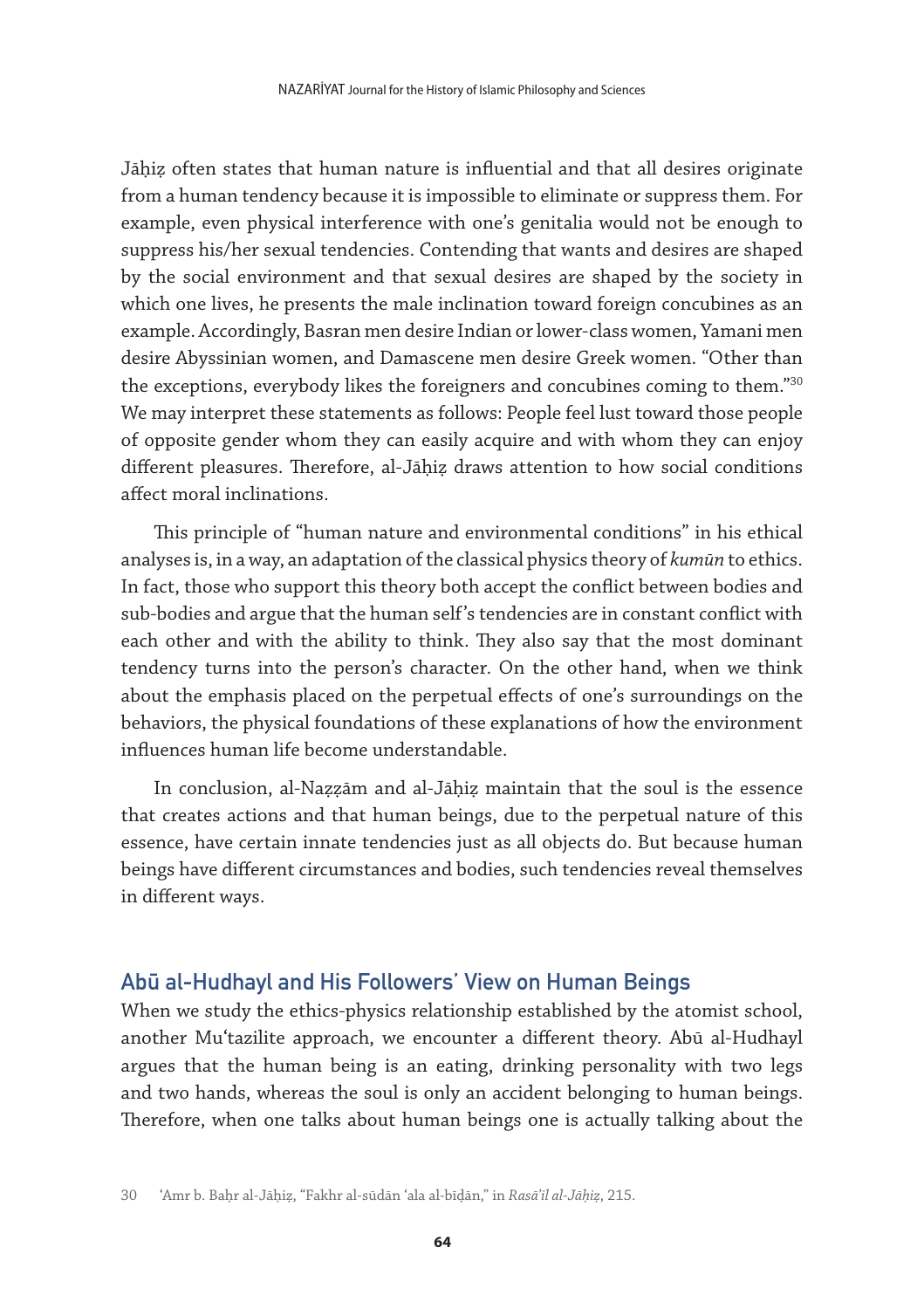Jāḥiẓ often states that human nature is influential and that all desires originate from a human tendency because it is impossible to eliminate or suppress them. For example, even physical interference with one's genitalia would not be enough to suppress his/her sexual tendencies. Contending that wants and desires are shaped by the social environment and that sexual desires are shaped by the society in which one lives, he presents the male inclination toward foreign concubines as an example. Accordingly, Basran men desire Indian or lower-class women, Yamani men desire Abyssinian women, and Damascene men desire Greek women. "Other than the exceptions, everybody likes the foreigners and concubines coming to them."[30] We may interpret these statements as follows: People feel lust toward those people of opposite gender whom they can easily acquire and with whom they can enjoy different pleasures. Therefore, al-Jāḥiẓ draws attention to how social conditions affect moral inclinations.

This principle of "human nature and environmental conditions" in his ethical analyses is, in a way, an adaptation of the classical physics theory of *kumūn* to ethics. In fact, those who support this theory both accept the conflict between bodies and sub-bodies and argue that the human self's tendencies are in constant conflict with each other and with the ability to think. They also say that the most dominant tendency turns into the person's character. On the other hand, when we think about the emphasis placed on the perpetual effects of one's surroundings on the behaviors, the physical foundations of these explanations of how the environment influences human life become understandable.

In conclusion, al-Naẓẓām and al-Jāḥiẓ maintain that the soul is the essence that creates actions and that human beings, due to the perpetual nature of this essence, have certain innate tendencies just as all objects do. But because human beings have different circumstances and bodies, such tendencies reveal themselves in different ways.

## Abū al-Hudhayl and His Followers' View on Human Beings

When we study the ethics-physics relationship established by the atomist school, another Muʿtazilite approach, we encounter a different theory. Abū al-Hudhayl argues that the human being is an eating, drinking personality with two legs and two hands, whereas the soul is only an accident belonging to human beings. Therefore, when one talks about human beings one is actually talking about the

30 ʿAmr b. Baḥr al-Jāḥiẓ, "Fakhr al-sūdān ʿala al-bīḍān," in *Rasāʾil al-Jāḥiẓ*, 215.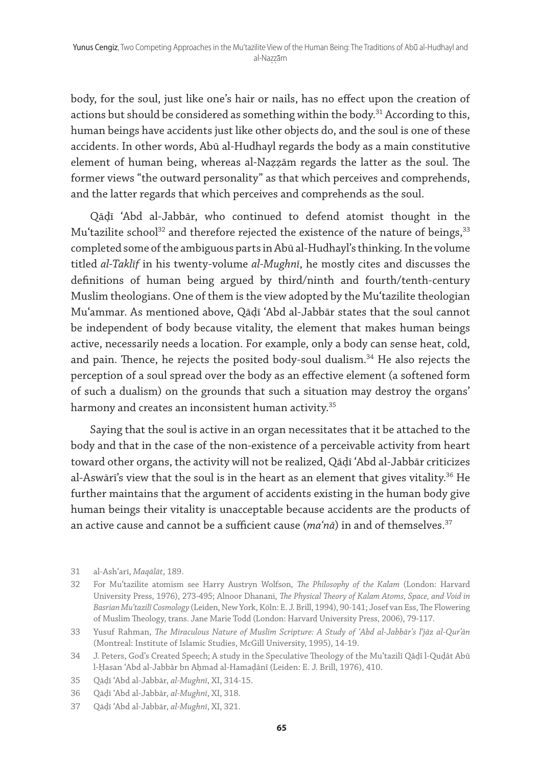body, for the soul, just like one's hair or nails, has no effect upon the creation of actions but should be considered as something within the body.[31] According to this, human beings have accidents just like other objects do, and the soul is one of these accidents. In other words, Abū al-Hudhayl regards the body as a main constitutive element of human being, whereas al-Naẓẓām regards the latter as the soul. The former views "the outward personality" as that which perceives and comprehends, and the latter regards that which perceives and comprehends as the soul.

Qāḍī ʿAbd al-Jabbār, who continued to defend atomist thought in the Muʿtazilite school[32] and therefore rejected the existence of the nature of beings,[33] completed some of the ambiguous parts in Abū al-Hudhayl's thinking. In the volume titled *al-Taklīf* in his twenty-volume *al-Mughnī*, he mostly cites and discusses the definitions of human being argued by third/ninth and fourth/tenth-century Muslim theologians. One of them is the view adopted by the Muʿtazilite theologian Muʿammar. As mentioned above, Qāḍī ʿAbd al-Jabbār states that the soul cannot be independent of body because vitality, the element that makes human beings active, necessarily needs a location. For example, only a body can sense heat, cold, and pain. Thence, he rejects the posited body-soul dualism.[34] He also rejects the perception of a soul spread over the body as an effective element (a softened form of such a dualism) on the grounds that such a situation may destroy the organs' harmony and creates an inconsistent human activity.[35]

Saying that the soul is active in an organ necessitates that it be attached to the body and that in the case of the non-existence of a perceivable activity from heart toward other organs, the activity will not be realized, Qāḍī ʿAbd al-Jabbār criticizes al-Aswārī's view that the soul is in the heart as an element that gives vitality.[36] He further maintains that the argument of accidents existing in the human body give human beings their vitality is unacceptable because accidents are the products of an active cause and cannot be a sufficient cause (*maʿnā*) in and of themselves.[37]

---

31 al-Ashʿarī, *Maqālāt*, 189.

32 For Muʿtazilite atomism see Harry Austryn Wolfson, *The Philosophy of the Kalam* (London: Harvard University Press, 1976), 273-495; Alnoor Dhanani, *The Physical Theory of Kalam Atoms, Space, and Void in Basrian Muʿtazilī Cosmology* (Leiden, New York, Köln: E. J. Brill, 1994), 90-141; Josef van Ess, The Flowering of Muslim Theology, trans. Jane Marie Todd (London: Harvard University Press, 2006), 79-117.

33 Yusuf Rahman, *The Miraculous Nature of Muslim Scripture: A Study of ʿAbd al-Jabbār's Iʿjāz al-Qurʾān* (Montreal: Institute of Islamic Studies, McGill University, 1995), 14-19.

34 J. Peters, God's Created Speech; A study in the Speculative Theology of the Muʿtazilî Qâḍî l-Quḍât Abû l-Ḥasan ʿAbd al-Jabbâr bn Aḥmad al-Hamaḍânî (Leiden: E. J. Brill, 1976), 410.

35 Qāḍī ʿAbd al-Jabbār, *al-Mughnī*, XI, 314-15.

36 Qāḍī ʿAbd al-Jabbār, *al-Mughnī*, XI, 318.

37 Qāḍī ʿAbd al-Jabbār, *al-Mughnī*, XI, 321.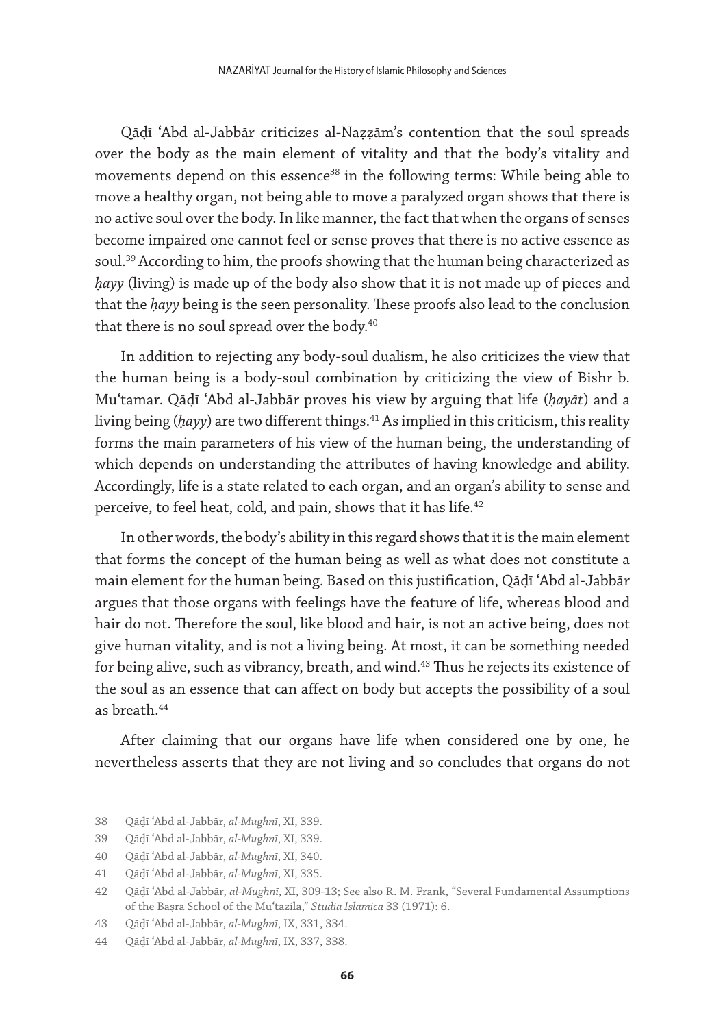Qāḍī ʿAbd al-Jabbār criticizes al-Naẓẓām's contention that the soul spreads over the body as the main element of vitality and that the body's vitality and movements depend on this essence[38] in the following terms: While being able to move a healthy organ, not being able to move a paralyzed organ shows that there is no active soul over the body. In like manner, the fact that when the organs of senses become impaired one cannot feel or sense proves that there is no active essence as soul.[39] According to him, the proofs showing that the human being characterized as *ḥayy* (living) is made up of the body also show that it is not made up of pieces and that the *ḥayy* being is the seen personality. These proofs also lead to the conclusion that there is no soul spread over the body.[40]

In addition to rejecting any body-soul dualism, he also criticizes the view that the human being is a body-soul combination by criticizing the view of Bishr b. Muʿtamar. Qāḍī ʿAbd al-Jabbār proves his view by arguing that life (*ḥayāt*) and a living being (*ḥayy*) are two different things.[41] As implied in this criticism, this reality forms the main parameters of his view of the human being, the understanding of which depends on understanding the attributes of having knowledge and ability. Accordingly, life is a state related to each organ, and an organ's ability to sense and perceive, to feel heat, cold, and pain, shows that it has life.[42]

In other words, the body's ability in this regard shows that it is the main element that forms the concept of the human being as well as what does not constitute a main element for the human being. Based on this justification, Qāḍī ʿAbd al-Jabbār argues that those organs with feelings have the feature of life, whereas blood and hair do not. Therefore the soul, like blood and hair, is not an active being, does not give human vitality, and is not a living being. At most, it can be something needed for being alive, such as vibrancy, breath, and wind.[43] Thus he rejects its existence of the soul as an essence that can affect on body but accepts the possibility of a soul as breath.[44]

After claiming that our organs have life when considered one by one, he nevertheless asserts that they are not living and so concludes that organs do not

38 Qāḍī ʿAbd al-Jabbār, *al-Mughnī*, XI, 339.

39 Qāḍī ʿAbd al-Jabbār, *al-Mughnī*, XI, 339.

40 Qāḍī ʿAbd al-Jabbār, *al-Mughnī*, XI, 340.

41 Qāḍī ʿAbd al-Jabbār, *al-Mughnī*, XI, 335.

42 Qāḍī ʿAbd al-Jabbār, *al-Mughnī*, XI, 309-13; See also R. M. Frank, "Several Fundamental Assumptions of the Baṣra School of the Muʿtazila," *Studia Islamica* 33 (1971): 6.

43 Qāḍī ʿAbd al-Jabbār, *al-Mughnī*, IX, 331, 334.

44 Qāḍī ʿAbd al-Jabbār, *al-Mughnī*, IX, 337, 338.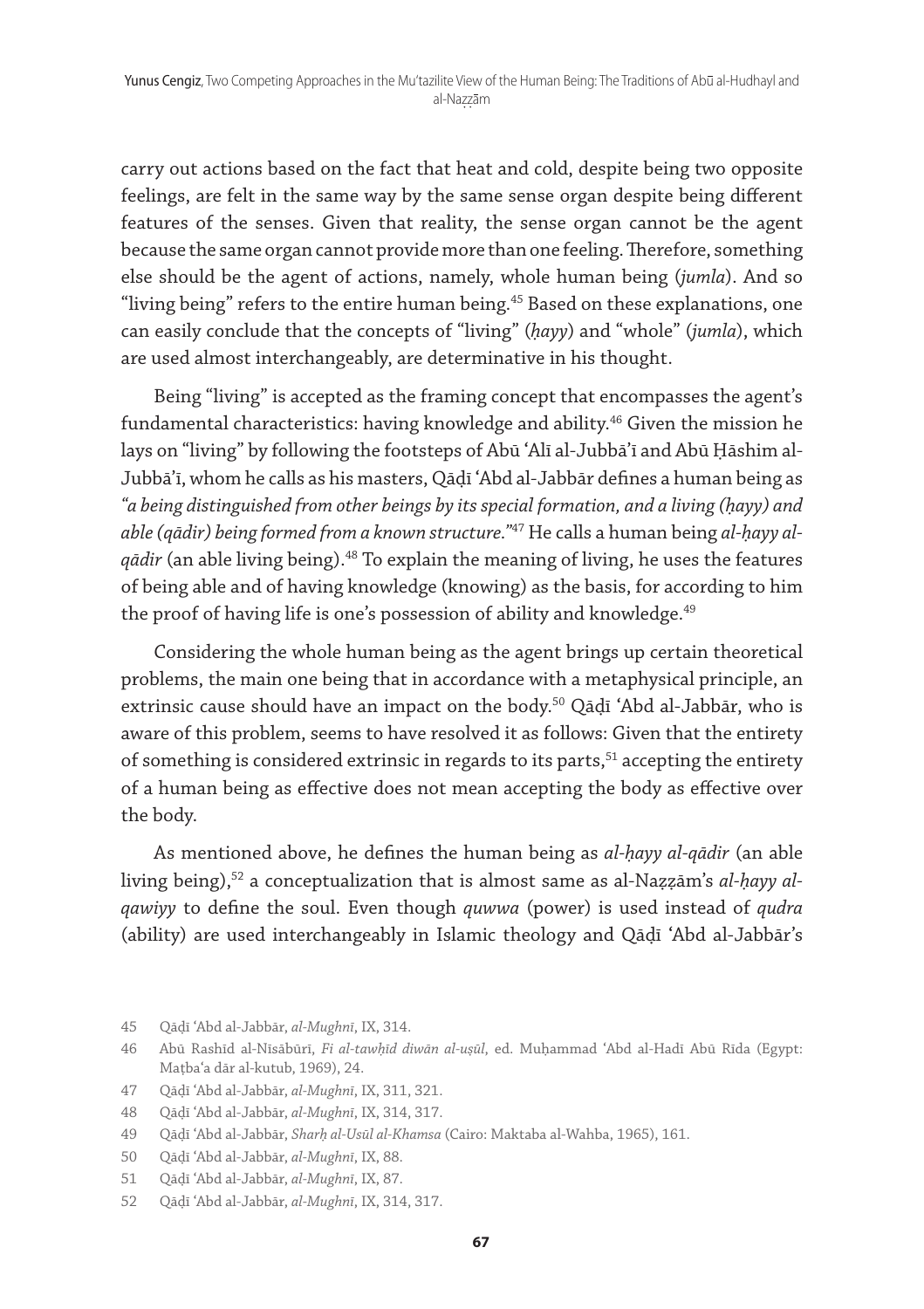carry out actions based on the fact that heat and cold, despite being two opposite feelings, are felt in the same way by the same sense organ despite being different features of the senses. Given that reality, the sense organ cannot be the agent because the same organ cannot provide more than one feeling. Therefore, something else should be the agent of actions, namely, whole human being (*jumla*). And so "living being" refers to the entire human being.[45] Based on these explanations, one can easily conclude that the concepts of "living" (*ḥayy*) and "whole" (*jumla*), which are used almost interchangeably, are determinative in his thought.

Being "living" is accepted as the framing concept that encompasses the agent's fundamental characteristics: having knowledge and ability.[46] Given the mission he lays on "living" by following the footsteps of Abū ʿAlī al-Jubbāʾī and Abū Ḥāshim al-Jubbāʾī, whom he calls as his masters, Qāḍī ʿAbd al-Jabbār defines a human being as *"a being distinguished from other beings by its special formation, and a living (ḥayy) and able (qādir) being formed from a known structure."*[47] He calls a human being *al-ḥayy al-qādir* (an able living being).[48] To explain the meaning of living, he uses the features of being able and of having knowledge (knowing) as the basis, for according to him the proof of having life is one's possession of ability and knowledge.[49]

Considering the whole human being as the agent brings up certain theoretical problems, the main one being that in accordance with a metaphysical principle, an extrinsic cause should have an impact on the body.[50] Qāḍī ʿAbd al-Jabbār, who is aware of this problem, seems to have resolved it as follows: Given that the entirety of something is considered extrinsic in regards to its parts,[51] accepting the entirety of a human being as effective does not mean accepting the body as effective over the body.

As mentioned above, he defines the human being as *al-ḥayy al-qādir* (an able living being),[52] a conceptualization that is almost same as al-Naẓẓām's *al-ḥayy al-qawiyy* to define the soul. Even though *quwwa* (power) is used instead of *qudra* (ability) are used interchangeably in Islamic theology and Qāḍī ʿAbd al-Jabbār's

45 Qāḍī ʿAbd al-Jabbār, *al-Mughnī*, IX, 314.

46 Abū Rashīd al-Nīsābūrī, *Fi al-tawḥīd diwān al-uṣūl*, ed. Muḥammad ʿAbd al-Hadī Abū Rīda (Egypt: Maṭbaʿa dār al-kutub, 1969), 24.

47 Qāḍī ʿAbd al-Jabbār, *al-Mughnī*, IX, 311, 321.

48 Qāḍī ʿAbd al-Jabbār, *al-Mughnī*, IX, 314, 317.

49 Qāḍī ʿAbd al-Jabbār, *Sharḥ al-Usūl al-Khamsa* (Cairo: Maktaba al-Wahba, 1965), 161.

50 Qāḍī ʿAbd al-Jabbār, *al-Mughnī*, IX, 88.

51 Qāḍī ʿAbd al-Jabbār, *al-Mughnī*, IX, 87.

52 Qāḍī ʿAbd al-Jabbār, *al-Mughnī*, IX, 314, 317.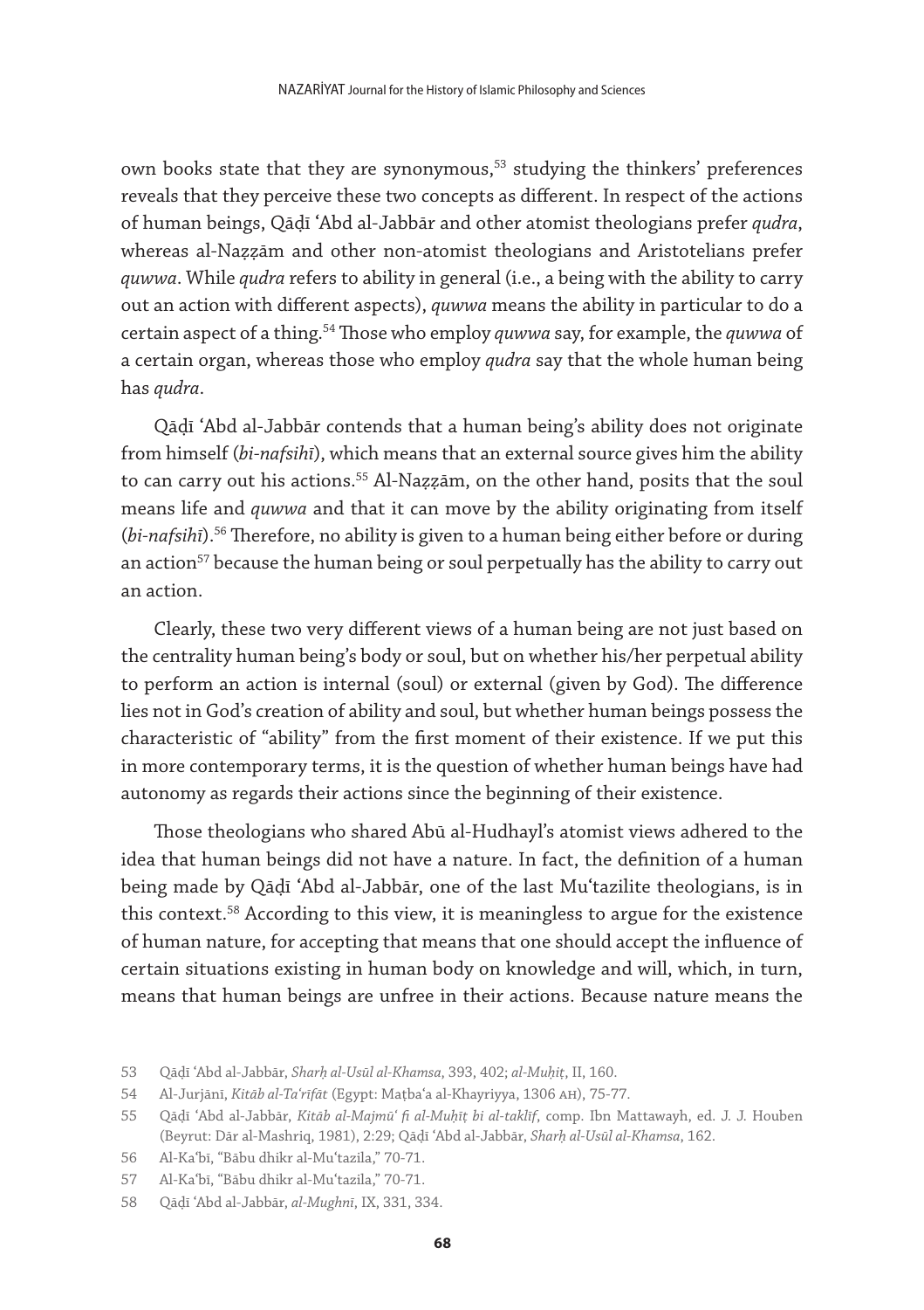own books state that they are synonymous,[53] studying the thinkers' preferences reveals that they perceive these two concepts as different. In respect of the actions of human beings, Qāḍī ʿAbd al-Jabbār and other atomist theologians prefer *qudra*, whereas al-Naẓẓām and other non-atomist theologians and Aristotelians prefer *quwwa*. While *qudra* refers to ability in general (i.e., a being with the ability to carry out an action with different aspects), *quwwa* means the ability in particular to do a certain aspect of a thing.[54] Those who employ *quwwa* say, for example, the *quwwa* of a certain organ, whereas those who employ *qudra* say that the whole human being has *qudra*.

Qāḍī ʿAbd al-Jabbār contends that a human being's ability does not originate from himself (*bi-nafsihī*), which means that an external source gives him the ability to can carry out his actions.[55] Al-Naẓẓām, on the other hand, posits that the soul means life and *quwwa* and that it can move by the ability originating from itself (*bi-nafsihī*).[56] Therefore, no ability is given to a human being either before or during an action[57] because the human being or soul perpetually has the ability to carry out an action.

Clearly, these two very different views of a human being are not just based on the centrality human being's body or soul, but on whether his/her perpetual ability to perform an action is internal (soul) or external (given by God). The difference lies not in God's creation of ability and soul, but whether human beings possess the characteristic of "ability" from the first moment of their existence. If we put this in more contemporary terms, it is the question of whether human beings have had autonomy as regards their actions since the beginning of their existence.

Those theologians who shared Abū al-Hudhayl's atomist views adhered to the idea that human beings did not have a nature. In fact, the definition of a human being made by Qāḍī ʿAbd al-Jabbār, one of the last Muʿtazilite theologians, is in this context.[58] According to this view, it is meaningless to argue for the existence of human nature, for accepting that means that one should accept the influence of certain situations existing in human body on knowledge and will, which, in turn, means that human beings are unfree in their actions. Because nature means the

53 Qāḍī ʿAbd al-Jabbār, *Sharḥ al-Usūl al-Khamsa*, 393, 402; *al-Muḥiṭ*, II, 160.

54 Al-Jurjānī, *Kitāb al-Taʿrīfāt* (Egypt: Maṭbaʿa al-Khayriyya, 1306 AH), 75-77.

55 Qāḍī ʿAbd al-Jabbār, *Kitāb al-Majmūʿ fi al-Muḥīṭ bi al-taklīf*, comp. Ibn Mattawayh, ed. J. J. Houben (Beyrut: Dār al-Mashriq, 1981), 2:29; Qāḍī ʿAbd al-Jabbār, *Sharḥ al-Usūl al-Khamsa*, 162.

56 Al-Kaʿbī, "Bābu dhikr al-Muʿtazila," 70-71.

57 Al-Kaʿbī, "Bābu dhikr al-Muʿtazila," 70-71.

58 Qāḍī ʿAbd al-Jabbār, *al-Mughnī*, IX, 331, 334.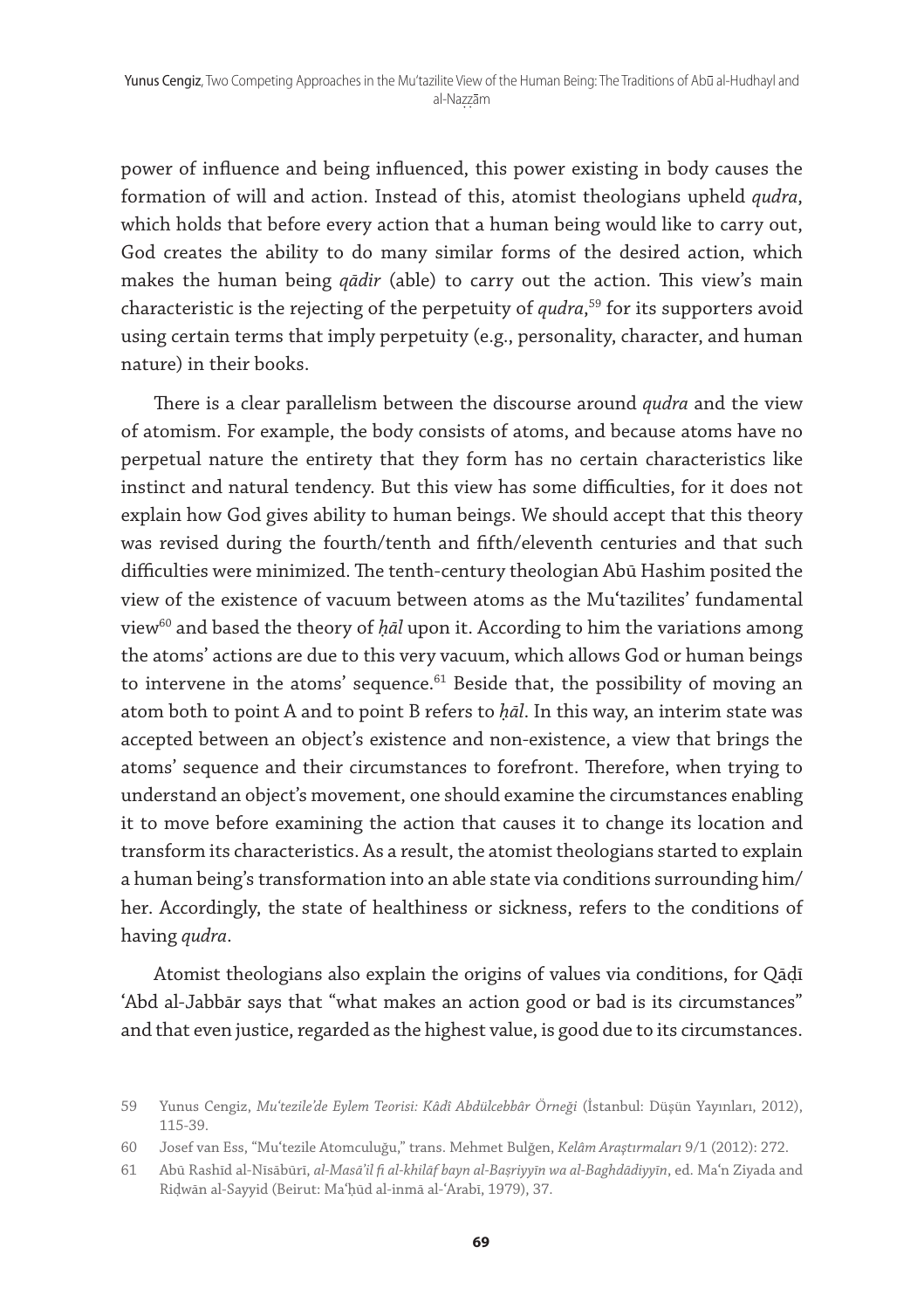power of influence and being influenced, this power existing in body causes the formation of will and action. Instead of this, atomist theologians upheld *qudra*, which holds that before every action that a human being would like to carry out, God creates the ability to do many similar forms of the desired action, which makes the human being *qādir* (able) to carry out the action. This view's main characteristic is the rejecting of the perpetuity of *qudra*,[59] for its supporters avoid using certain terms that imply perpetuity (e.g., personality, character, and human nature) in their books.

There is a clear parallelism between the discourse around *qudra* and the view of atomism. For example, the body consists of atoms, and because atoms have no perpetual nature the entirety that they form has no certain characteristics like instinct and natural tendency. But this view has some difficulties, for it does not explain how God gives ability to human beings. We should accept that this theory was revised during the fourth/tenth and fifth/eleventh centuries and that such difficulties were minimized. The tenth-century theologian Abū Hashim posited the view of the existence of vacuum between atoms as the Muʿtazilites' fundamental view[60] and based the theory of *ḥāl* upon it. According to him the variations among the atoms' actions are due to this very vacuum, which allows God or human beings to intervene in the atoms' sequence.[61] Beside that, the possibility of moving an atom both to point A and to point B refers to *ḥāl*. In this way, an interim state was accepted between an object's existence and non-existence, a view that brings the atoms' sequence and their circumstances to forefront. Therefore, when trying to understand an object's movement, one should examine the circumstances enabling it to move before examining the action that causes it to change its location and transform its characteristics. As a result, the atomist theologians started to explain a human being's transformation into an able state via conditions surrounding him/her. Accordingly, the state of healthiness or sickness, refers to the conditions of having *qudra*.

Atomist theologians also explain the origins of values via conditions, for Qāḍī ʿAbd al-Jabbār says that "what makes an action good or bad is its circumstances" and that even justice, regarded as the highest value, is good due to its circumstances.

59 Yunus Cengiz, *Muʿtezile'de Eylem Teorisi: Kâdî Abdülcebbâr Örneği* (İstanbul: Düşün Yayınları, 2012), 115-39.

60 Josef van Ess, "Muʿtezile Atomculuğu," trans. Mehmet Bulğen, *Kelâm Araştırmaları* 9/1 (2012): 272.

61 Abū Rashīd al-Nīsābūrī, *al-Masāʾil fi al-khilāf bayn al-Baṣriyyīn wa al-Baghdādiyyīn*, ed. Maʿn Ziyada and Riḍwān al-Sayyid (Beirut: Maʿḥūd al-inmā al-ʿArabī, 1979), 37.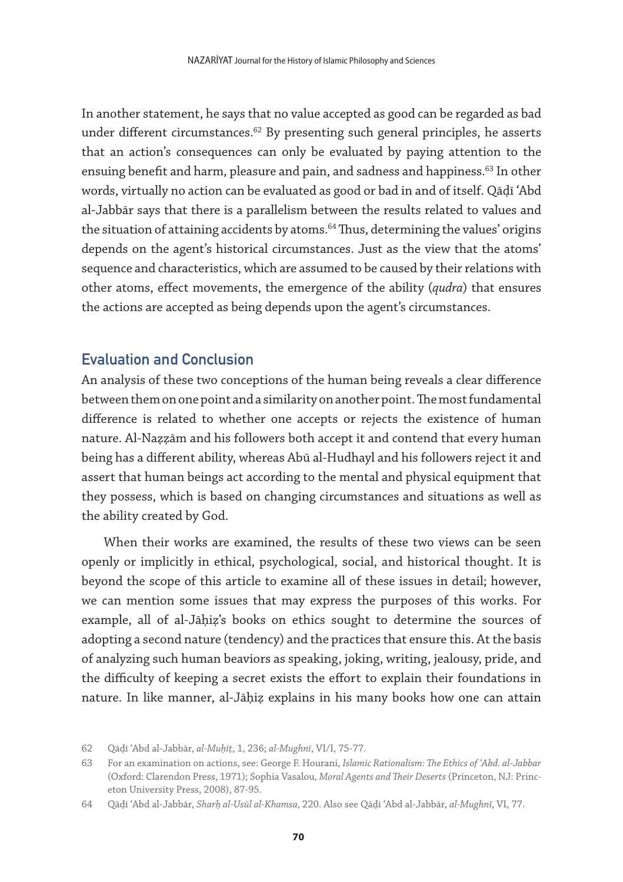In another statement, he says that no value accepted as good can be regarded as bad under different circumstances.[62] By presenting such general principles, he asserts that an action's consequences can only be evaluated by paying attention to the ensuing benefit and harm, pleasure and pain, and sadness and happiness.[63] In other words, virtually no action can be evaluated as good or bad in and of itself. Qāḍī ʿAbd al-Jabbār says that there is a parallelism between the results related to values and the situation of attaining accidents by atoms.[64] Thus, determining the values' origins depends on the agent's historical circumstances. Just as the view that the atoms' sequence and characteristics, which are assumed to be caused by their relations with other atoms, effect movements, the emergence of the ability (*qudra*) that ensures the actions are accepted as being depends upon the agent's circumstances.

## Evaluation and Conclusion

An analysis of these two conceptions of the human being reveals a clear difference between them on one point and a similarity on another point. The most fundamental difference is related to whether one accepts or rejects the existence of human nature. Al-Naẓẓām and his followers both accept it and contend that every human being has a different ability, whereas Abū al-Hudhayl and his followers reject it and assert that human beings act according to the mental and physical equipment that they possess, which is based on changing circumstances and situations as well as the ability created by God.

When their works are examined, the results of these two views can be seen openly or implicitly in ethical, psychological, social, and historical thought. It is beyond the scope of this article to examine all of these issues in detail; however, we can mention some issues that may express the purposes of this works. For example, all of al-Jāḥiẓ's books on ethics sought to determine the sources of adopting a second nature (tendency) and the practices that ensure this. At the basis of analyzing such human beaviors as speaking, joking, writing, jealousy, pride, and the difficulty of keeping a secret exists the effort to explain their foundations in nature. In like manner, al-Jāḥiẓ explains in his many books how one can attain

---

62 Qāḍī ʿAbd al-Jabbār, *al-Muḥiṭ*, 1, 236; *al-Mughnī*, VI/I, 75-77.

63 For an examination on actions, see: George F. Hourani, *Islamic Rationalism: The Ethics of ʿAbd. al-Jabbar* (Oxford: Clarendon Press, 1971); Sophia Vasalou, *Moral Agents and Their Deserts* (Princeton, NJ: Princeton University Press, 2008), 87-95.

64 Qāḍī ʿAbd al-Jabbār, *Sharḥ al-Usūl al-Khamsa*, 220. Also see Qāḍī ʿAbd al-Jabbār, *al-Mughnī*, VI, 77.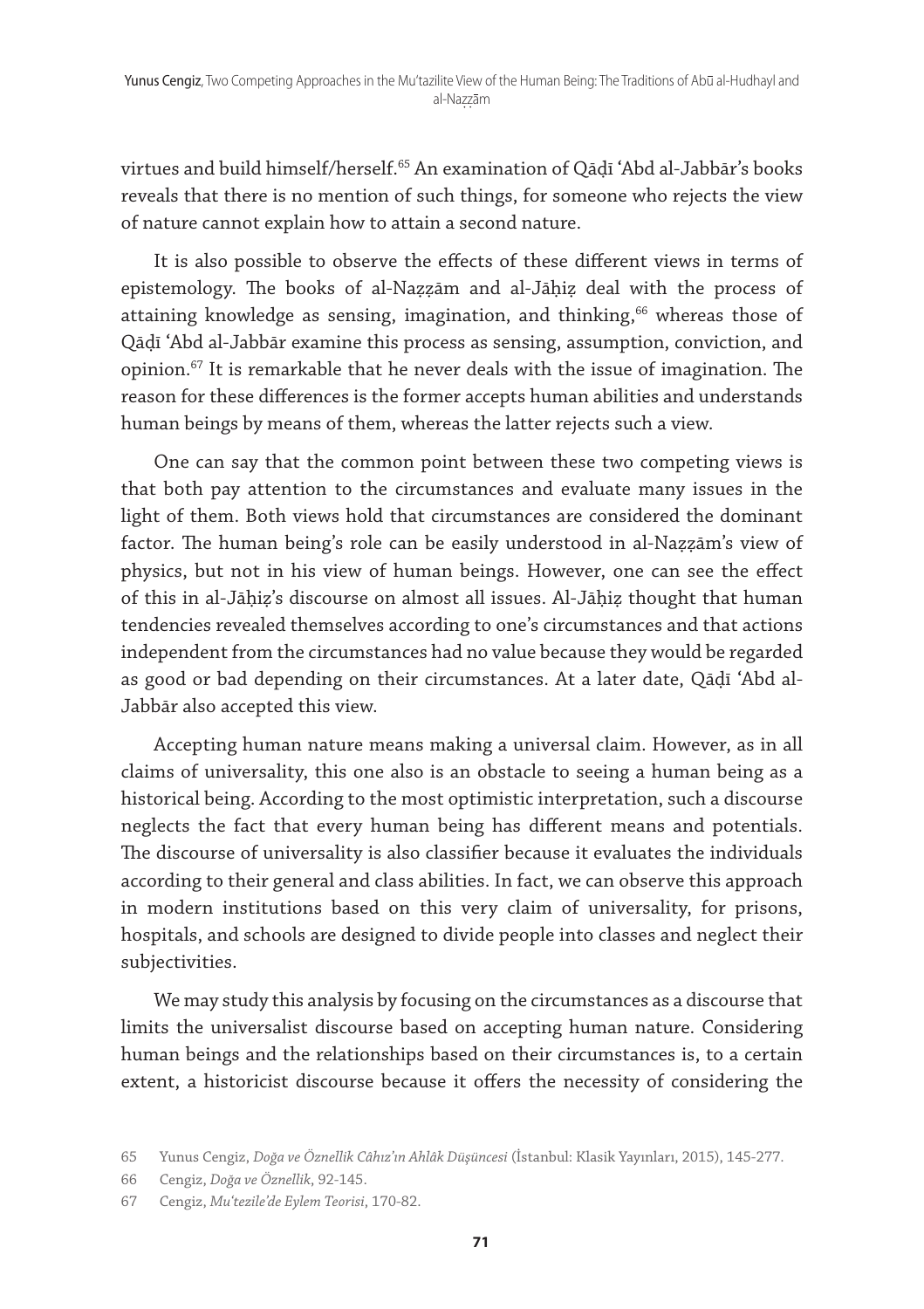virtues and build himself/herself.[65] An examination of Qāḍī ʿAbd al-Jabbār's books reveals that there is no mention of such things, for someone who rejects the view of nature cannot explain how to attain a second nature.

It is also possible to observe the effects of these different views in terms of epistemology. The books of al-Naẓẓām and al-Jāḥiẓ deal with the process of attaining knowledge as sensing, imagination, and thinking,[66] whereas those of Qāḍī ʿAbd al-Jabbār examine this process as sensing, assumption, conviction, and opinion.[67] It is remarkable that he never deals with the issue of imagination. The reason for these differences is the former accepts human abilities and understands human beings by means of them, whereas the latter rejects such a view.

One can say that the common point between these two competing views is that both pay attention to the circumstances and evaluate many issues in the light of them. Both views hold that circumstances are considered the dominant factor. The human being's role can be easily understood in al-Naẓẓām's view of physics, but not in his view of human beings. However, one can see the effect of this in al-Jāḥiẓ's discourse on almost all issues. Al-Jāḥiẓ thought that human tendencies revealed themselves according to one's circumstances and that actions independent from the circumstances had no value because they would be regarded as good or bad depending on their circumstances. At a later date, Qāḍī ʿAbd al-Jabbār also accepted this view.

Accepting human nature means making a universal claim. However, as in all claims of universality, this one also is an obstacle to seeing a human being as a historical being. According to the most optimistic interpretation, such a discourse neglects the fact that every human being has different means and potentials. The discourse of universality is also classifier because it evaluates the individuals according to their general and class abilities. In fact, we can observe this approach in modern institutions based on this very claim of universality, for prisons, hospitals, and schools are designed to divide people into classes and neglect their subjectivities.

We may study this analysis by focusing on the circumstances as a discourse that limits the universalist discourse based on accepting human nature. Considering human beings and the relationships based on their circumstances is, to a certain extent, a historicist discourse because it offers the necessity of considering the

65 Yunus Cengiz, *Doğa ve Öznellik Câhız'ın Ahlâk Düşüncesi* (İstanbul: Klasik Yayınları, 2015), 145-277.

66 Cengiz, *Doğa ve Öznellik*, 92-145.

67 Cengiz, *Mu'tezile'de Eylem Teorisi*, 170-82.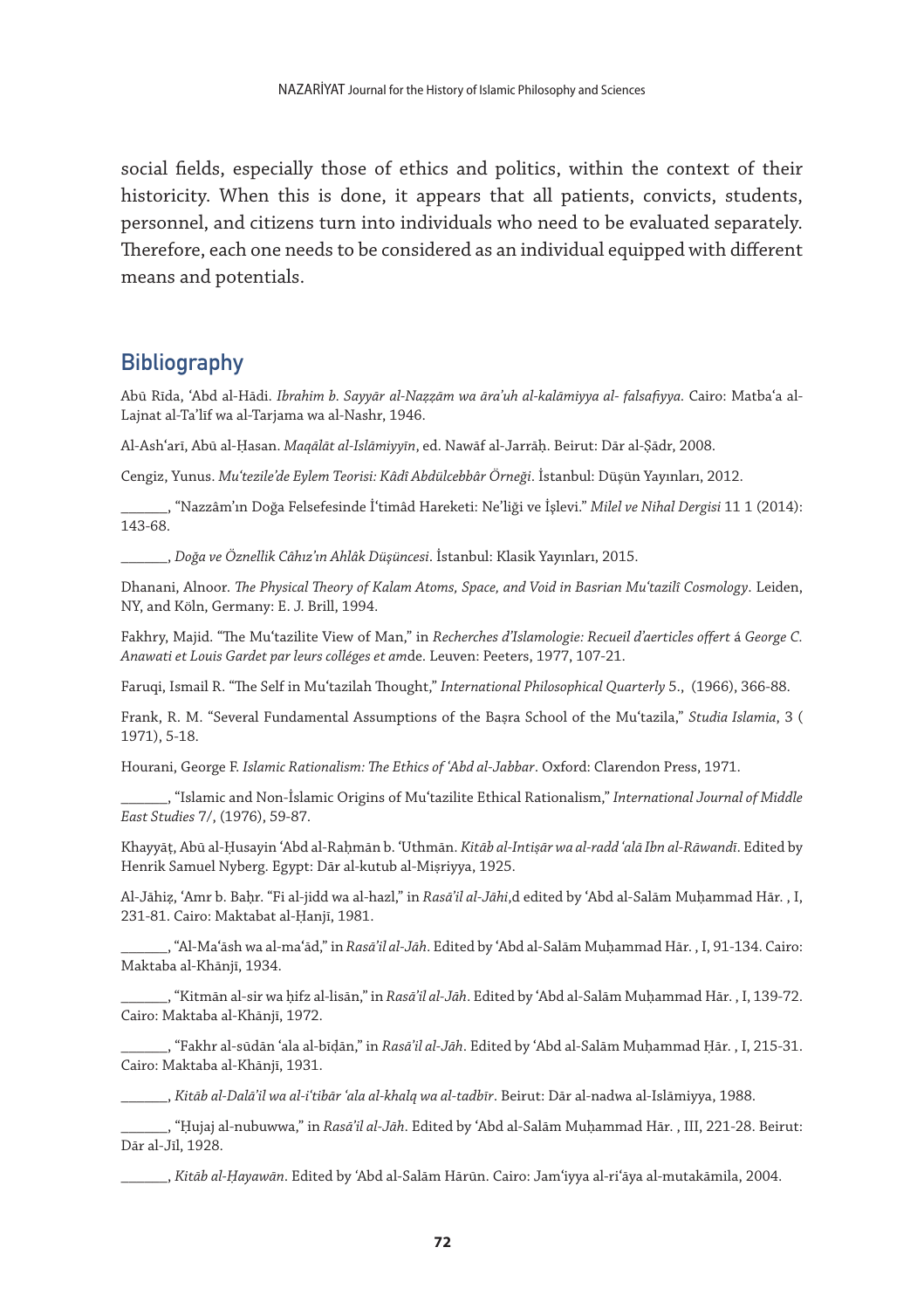social fields, especially those of ethics and politics, within the context of their historicity. When this is done, it appears that all patients, convicts, students, personnel, and citizens turn into individuals who need to be evaluated separately. Therefore, each one needs to be considered as an individual equipped with different means and potentials.

## Bibliography

Abū Rīda, ʿAbd al-Hādi. *Ibrahim b. Sayyār al-Naẓẓām wa āra'uh al-kalāmiyya al- falsafiyya.* Cairo: Matbaʿa al-Lajnat al-Ta'līf wa al-Tarjama wa al-Nashr, 1946.

Al-Ashʿarī, Abū al-Ḥasan. *Maqālāt al-Islāmiyyīn*, ed. Nawāf al-Jarrāḥ. Beirut: Dār al-Ṣādr, 2008.

Cengiz, Yunus. *Muʿtezile'de Eylem Teorisi: Kâdî Abdülcebbâr Örneği*. İstanbul: Düşün Yayınları, 2012.

______, "Nazzâm'ın Doğa Felsefesinde İʿtimâd Hareketi: Ne'liği ve İşlevi." *Milel ve Nihal Dergisi* 11 1 (2014): 143-68.

______, *Doğa ve Öznellik Câhız'ın Ahlâk Düşüncesi*. İstanbul: Klasik Yayınları, 2015.

Dhanani, Alnoor. *The Physical Theory of Kalam Atoms, Space, and Void in Basrian Muʿtazilî Cosmology*. Leiden, NY, and Köln, Germany: E. J. Brill, 1994.

Fakhry, Majid. "The Muʿtazilite View of Man," in *Recherches d'Islamologie: Recueil d'aerticles offert* á *George C. Anawati et Louis Gardet par leurs colléges et am*de. Leuven: Peeters, 1977, 107-21.

Faruqi, Ismail R. "The Self in Muʿtazilah Thought," *International Philosophical Quarterly* 5., (1966), 366-88.

Frank, R. M. "Several Fundamental Assumptions of the Baṣra School of the Muʿtazila," *Studia Islamia*, 3 ( 1971), 5-18.

Hourani, George F. *Islamic Rationalism: The Ethics of ʿAbd al-Jabbar*. Oxford: Clarendon Press, 1971.

______, "Islamic and Non-İslamic Origins of Muʿtazilite Ethical Rationalism," *International Journal of Middle East Studies* 7/, (1976), 59-87.

Khayyāṭ, Abū al-Ḥusayin ʿAbd al-Raḥmān b. ʿUthmān. *Kitāb al-Intiṣār wa al-radd ʿalā Ibn al-Rāwandī*. Edited by Henrik Samuel Nyberg. Egypt: Dār al-kutub al-Miṣriyya, 1925.

Al-Jāhiẓ, ʿAmr b. Baḥr. "Fi al-jidd wa al-hazl," in *Rasā'il al-Jāhi*,d edited by ʿAbd al-Salām Muḥammad Hār. , I, 231-81. Cairo: Maktabat al-Ḥanjī, 1981.

______, "Al-Maʿāsh wa al-maʿād," in *Rasā'il al-Jāh*. Edited by ʿAbd al-Salām Muḥammad Hār. , I, 91-134. Cairo: Maktaba al-Khānjī, 1934.

______, "Kitmān al-sir wa ḥifz al-lisān," in *Rasā'il al-Jāh*. Edited by ʿAbd al-Salām Muḥammad Hār. , I, 139-72. Cairo: Maktaba al-Khānjī, 1972.

______, "Fakhr al-sūdān ʿala al-bīḍān," in *Rasā'il al-Jāh*. Edited by ʿAbd al-Salām Muḥammad Ḥār. , I, 215-31. Cairo: Maktaba al-Khānjī, 1931.

______, *Kitāb al-Dalā'il wa al-iʿtibār ʿala al-khalq wa al-tadbīr*. Beirut: Dār al-nadwa al-Islāmiyya, 1988.

______, "Ḥujaj al-nubuwwa," in *Rasā'il al-Jāh*. Edited by ʿAbd al-Salām Muḥammad Hār. , III, 221-28. Beirut: Dār al-Jīl, 1928.

______, *Kitāb al-Ḥayawān*. Edited by ʿAbd al-Salām Hārūn. Cairo: Jamʿiyya al-riʿāya al-mutakāmila, 2004.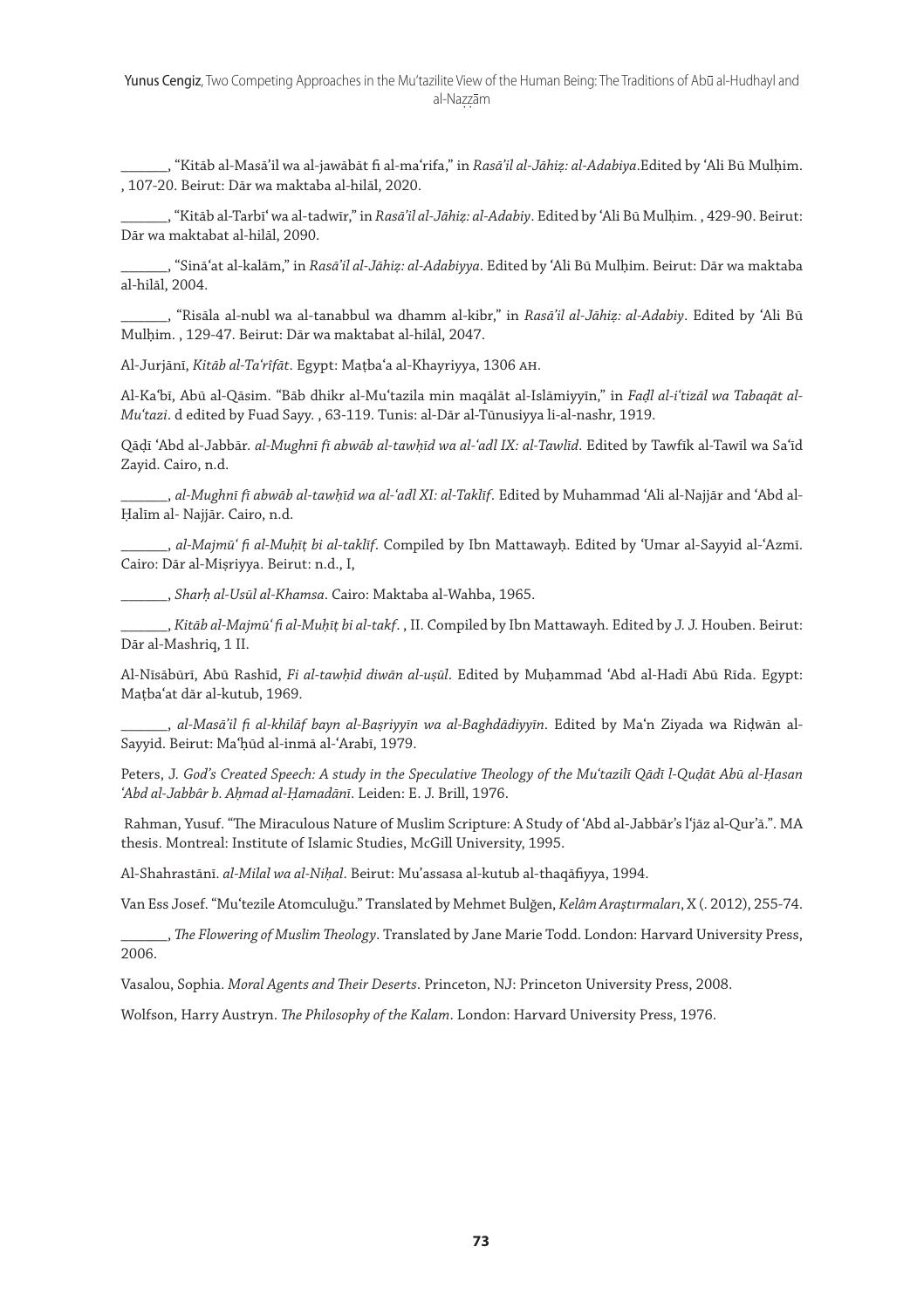_______, "Kitāb al-Masā'il wa al-jawābāt fi al-ma'rifa," in *Rasā'il al-Jāḥiẓ: al-Adabiya*.Edited by 'Ali Bū Mulḥim. , 107-20. Beirut: Dār wa maktaba al-hilāl, 2020.

_______, "Kitāb al-Tarbī' wa al-tadwīr," in *Rasā'il al-Jāḥiẓ: al-Adabiy*. Edited by 'Ali Bū Mulḥim. , 429-90. Beirut: Dār wa maktabat al-hilāl, 2090.

_______, "Sinā'at al-kalām," in *Rasā'il al-Jāḥiẓ: al-Adabiyya*. Edited by 'Ali Bū Mulḥim. Beirut: Dār wa maktaba al-hilāl, 2004.

_______, "Risāla al-nubl wa al-tanabbul wa dhamm al-kibr," in *Rasā'il al-Jāḥiẓ: al-Adabiy*. Edited by 'Ali Bū Mulḥim. , 129-47. Beirut: Dār wa maktabat al-hilāl, 2047.

Al-Jurjānī, *Kitāb al-Ta'rîfāt*. Egypt: Maṭba'a al-Khayriyya, 1306 AH.

Al-Ka'bī, Abū al-Qāsim. "Bāb dhikr al-Mu'tazila min maqālāt al-Islāmiyyīn," in *Faḍl al-i'tizāl wa Tabaqāt al-Mu'tazi*. d edited by Fuad Sayy. , 63-119. Tunis: al-Dār al-Tūnusiyya li-al-nashr, 1919.

Qāḍī 'Abd al-Jabbār. *al-Mughnī fī abwāb al-tawḥīd wa al-'adl IX: al-Tawlīd*. Edited by Tawfīk al-Tawīl wa Sa'īd Zayid. Cairo, n.d.

_______, *al-Mughnī fī abwāb al-tawḥīd wa al-'adl XI: al-Taklīf*. Edited by Muhammad 'Ali al-Najjār and 'Abd al-Ḥalīm al- Najjār. Cairo, n.d.

_______, *al-Majmū' fi al-Muḥīṭ bi al-taklīf*. Compiled by Ibn Mattawayḥ. Edited by 'Umar al-Sayyid al-'Azmī. Cairo: Dār al-Miṣriyya. Beirut: n.d., I,

_______, *Sharḥ al-Usūl al-Khamsa*. Cairo: Maktaba al-Wahba, 1965.

_______, *Kitāb al-Majmū' fi al-Muḥīṭ bi al-takf*. , II. Compiled by Ibn Mattawayh. Edited by J. J. Houben. Beirut: Dār al-Mashriq, 1 II.

Al-Nīsābūrī, Abū Rashīd, *Fi al-tawḥīd diwān al-uṣūl*. Edited by Muḥammad 'Abd al-Hadī Abū Rīda. Egypt: Maṭba'at dār al-kutub, 1969.

_______, *al-Masā'il fi al-khilāf bayn al-Baṣriyyīn wa al-Baghdādiyyīn*. Edited by Ma'n Ziyada wa Riḍwān al-Sayyid. Beirut: Ma'ḥūd al-inmā al-'Arabī, 1979.

Peters, J. *God's Created Speech: A study in the Speculative Theology of the Mu'tazilī Qāḍī l-Quḍāt Abū al-Ḥasan 'Abd al-Jabbâr b. Aḥmad al-Ḥamadānī*. Leiden: E. J. Brill, 1976.

Rahman, Yusuf. "The Miraculous Nature of Muslim Scripture: A Study of 'Abd al-Jabbār's I'jāz al-Qur'ā.". MA thesis. Montreal: Institute of Islamic Studies, McGill University, 1995.

Al-Shahrastānī. *al-Milal wa al-Niḥal*. Beirut: Mu'assasa al-kutub al-thaqāfiyya, 1994.

Van Ess Josef. "Mu'tezile Atomculuğu." Translated by Mehmet Bulğen, *Kelâm Araştırmaları*, X (. 2012), 255-74.

_______, *The Flowering of Muslim Theology*. Translated by Jane Marie Todd. London: Harvard University Press, 2006.

Vasalou, Sophia. *Moral Agents and Their Deserts*. Princeton, NJ: Princeton University Press, 2008.

Wolfson, Harry Austryn. *The Philosophy of the Kalam*. London: Harvard University Press, 1976.